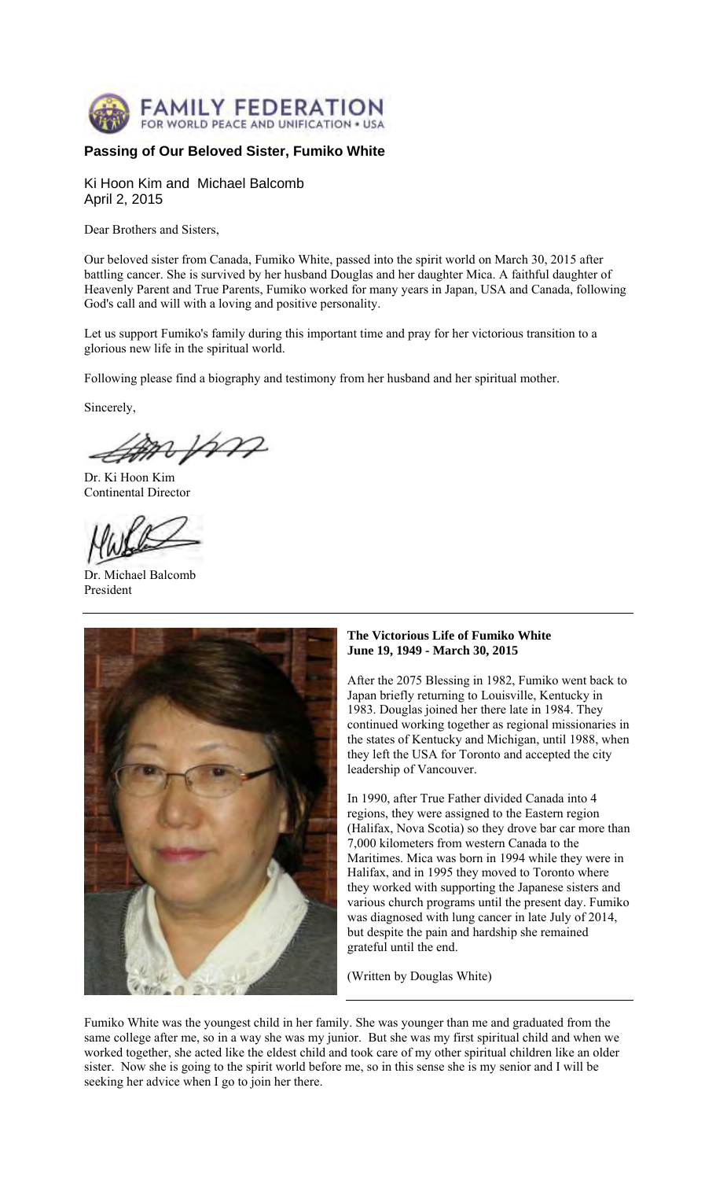FAMILY FEDERATION FOR WORLD PEACE AND UNIFICATION • USA

## Passing of Our Beloved Sister, Fumiko White

Ki Hoon Kim and Michael Balcomb
April 2, 2015

Dear Brothers and Sisters,

Our beloved sister from Canada, Fumiko White, passed into the spirit world on March 30, 2015 after battling cancer. She is survived by her husband Douglas and her daughter Mica. A faithful daughter of Heavenly Parent and True Parents, Fumiko worked for many years in Japan, USA and Canada, following God's call and will with a loving and positive personality.

Let us support Fumiko's family during this important time and pray for her victorious transition to a glorious new life in the spiritual world.

Following please find a biography and testimony from her husband and her spiritual mother.

Sincerely,

Dr. Ki Hoon Kim
Continental Director

Dr. Michael Balcomb
President

---

**The Victorious Life of Fumiko White**
**June 19, 1949 - March 30, 2015**

After the 2075 Blessing in 1982, Fumiko went back to Japan briefly returning to Louisville, Kentucky in 1983. Douglas joined her there late in 1984. They continued working together as regional missionaries in the states of Kentucky and Michigan, until 1988, when they left the USA for Toronto and accepted the city leadership of Vancouver.

In 1990, after True Father divided Canada into 4 regions, they were assigned to the Eastern region (Halifax, Nova Scotia) so they drove bar car more than 7,000 kilometers from western Canada to the Maritimes. Mica was born in 1994 while they were in Halifax, and in 1995 they moved to Toronto where they worked with supporting the Japanese sisters and various church programs until the present day. Fumiko was diagnosed with lung cancer in late July of 2014, but despite the pain and hardship she remained grateful until the end.

(Written by Douglas White)

---

Fumiko White was the youngest child in her family. She was younger than me and graduated from the same college after me, so in a way she was my junior. But she was my first spiritual child and when we worked together, she acted like the eldest child and took care of my other spiritual children like an older sister. Now she is going to the spirit world before me, so in this sense she is my senior and I will be seeking her advice when I go to join her there.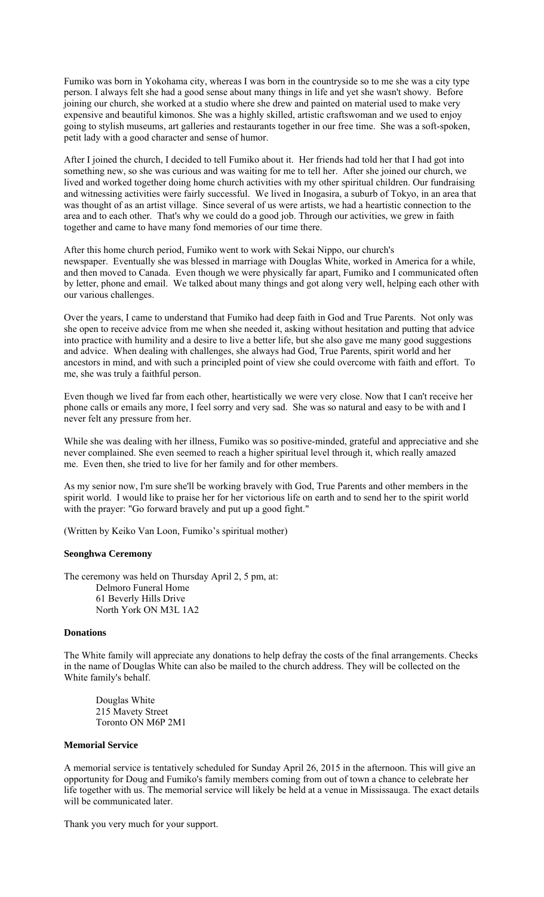Fumiko was born in Yokohama city, whereas I was born in the countryside so to me she was a city type person. I always felt she had a good sense about many things in life and yet she wasn't showy. Before joining our church, she worked at a studio where she drew and painted on material used to make very expensive and beautiful kimonos. She was a highly skilled, artistic craftswoman and we used to enjoy going to stylish museums, art galleries and restaurants together in our free time. She was a soft-spoken, petit lady with a good character and sense of humor.

After I joined the church, I decided to tell Fumiko about it. Her friends had told her that I had got into something new, so she was curious and was waiting for me to tell her. After she joined our church, we lived and worked together doing home church activities with my other spiritual children. Our fundraising and witnessing activities were fairly successful. We lived in Inogasira, a suburb of Tokyo, in an area that was thought of as an artist village. Since several of us were artists, we had a heartistic connection to the area and to each other. That's why we could do a good job. Through our activities, we grew in faith together and came to have many fond memories of our time there.

After this home church period, Fumiko went to work with Sekai Nippo, our church's newspaper. Eventually she was blessed in marriage with Douglas White, worked in America for a while, and then moved to Canada. Even though we were physically far apart, Fumiko and I communicated often by letter, phone and email. We talked about many things and got along very well, helping each other with our various challenges.

Over the years, I came to understand that Fumiko had deep faith in God and True Parents. Not only was she open to receive advice from me when she needed it, asking without hesitation and putting that advice into practice with humility and a desire to live a better life, but she also gave me many good suggestions and advice. When dealing with challenges, she always had God, True Parents, spirit world and her ancestors in mind, and with such a principled point of view she could overcome with faith and effort. To me, she was truly a faithful person.

Even though we lived far from each other, heartistically we were very close. Now that I can't receive her phone calls or emails any more, I feel sorry and very sad. She was so natural and easy to be with and I never felt any pressure from her.

While she was dealing with her illness, Fumiko was so positive-minded, grateful and appreciative and she never complained. She even seemed to reach a higher spiritual level through it, which really amazed me. Even then, she tried to live for her family and for other members.

As my senior now, I'm sure she'll be working bravely with God, True Parents and other members in the spirit world. I would like to praise her for her victorious life on earth and to send her to the spirit world with the prayer: "Go forward bravely and put up a good fight."

(Written by Keiko Van Loon, Fumiko's spiritual mother)

**Seonghwa Ceremony**

The ceremony was held on Thursday April 2, 5 pm, at:

Delmoro Funeral Home
61 Beverly Hills Drive
North York ON M3L 1A2

**Donations**

The White family will appreciate any donations to help defray the costs of the final arrangements. Checks in the name of Douglas White can also be mailed to the church address. They will be collected on the White family's behalf.

Douglas White
215 Mavety Street
Toronto ON M6P 2M1

**Memorial Service**

A memorial service is tentatively scheduled for Sunday April 26, 2015 in the afternoon. This will give an opportunity for Doug and Fumiko's family members coming from out of town a chance to celebrate her life together with us. The memorial service will likely be held at a venue in Mississauga. The exact details will be communicated later.

Thank you very much for your support.